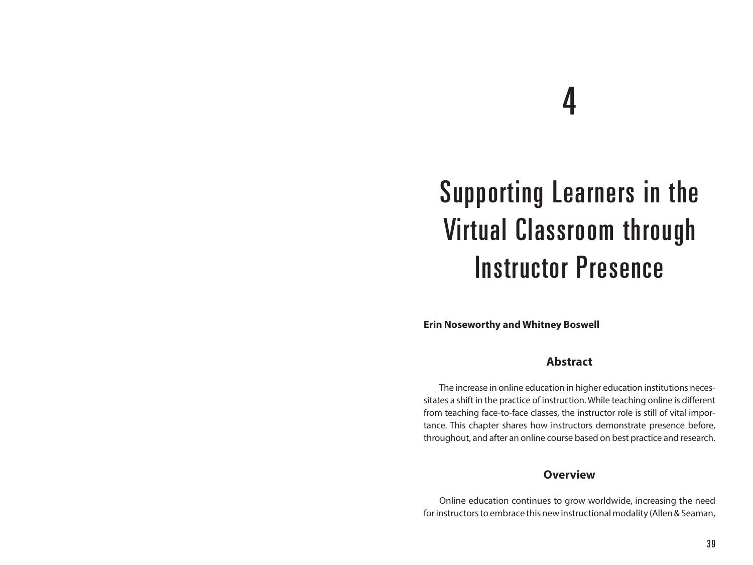# 4

# Supporting Learners in the Virtual Classroom through Instructor Presence

**Erin Noseworthy and Whitney Boswell**

## Abstract

The increase in online education in higher education institutions necessitates a shift in the practice of instruction. While teaching online is different from teaching face-to-face classes, the instructor role is still of vital importance. This chapter shares how instructors demonstrate presence before, throughout, and after an online course based on best practice and research.

## Overview

Online education continues to grow worldwide, increasing the need for instructors to embrace this new instructional modality (Allen & Seaman,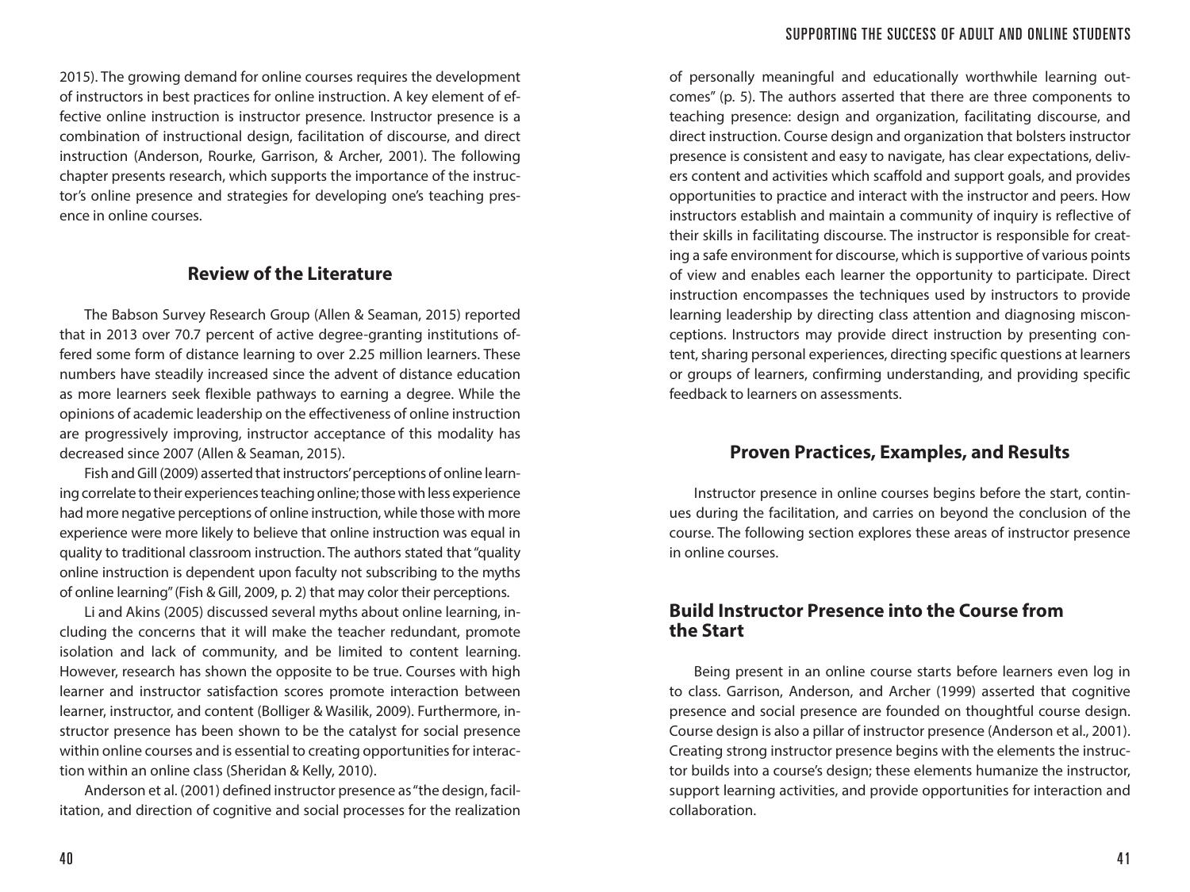2015). The growing demand for online courses requires the development of instructors in best practices for online instruction. A key element of effective online instruction is instructor presence. Instructor presence is a combination of instructional design, facilitation of discourse, and direct instruction (Anderson, Rourke, Garrison, & Archer, 2001). The following chapter presents research, which supports the importance of the instructor's online presence and strategies for developing one's teaching presence in online courses.

## Review of the Literature

The Babson Survey Research Group (Allen & Seaman, 2015) reported that in 2013 over 70.7 percent of active degree-granting institutions offered some form of distance learning to over 2.25 million learners. These numbers have steadily increased since the advent of distance education as more learners seek flexible pathways to earning a degree. While the opinions of academic leadership on the effectiveness of online instruction are progressively improving, instructor acceptance of this modality has decreased since 2007 (Allen & Seaman, 2015).

Fish and Gill (2009) asserted that instructors' perceptions of online learning correlate to their experiences teaching online; those with less experience had more negative perceptions of online instruction, while those with more experience were more likely to believe that online instruction was equal in quality to traditional classroom instruction. The authors stated that "quality online instruction is dependent upon faculty not subscribing to the myths of online learning" (Fish & Gill, 2009, p. 2) that may color their perceptions.

Li and Akins (2005) discussed several myths about online learning, including the concerns that it will make the teacher redundant, promote isolation and lack of community, and be limited to content learning. However, research has shown the opposite to be true. Courses with high learner and instructor satisfaction scores promote interaction between learner, instructor, and content (Bolliger & Wasilik, 2009). Furthermore, instructor presence has been shown to be the catalyst for social presence within online courses and is essential to creating opportunities for interaction within an online class (Sheridan & Kelly, 2010).

Anderson et al. (2001) defined instructor presence as "the design, facilitation, and direction of cognitive and social processes for the realization of personally meaningful and educationally worthwhile learning outcomes" (p. 5). The authors asserted that there are three components to teaching presence: design and organization, facilitating discourse, and direct instruction. Course design and organization that bolsters instructor presence is consistent and easy to navigate, has clear expectations, delivers content and activities which scaffold and support goals, and provides opportunities to practice and interact with the instructor and peers. How instructors establish and maintain a community of inquiry is reflective of their skills in facilitating discourse. The instructor is responsible for creating a safe environment for discourse, which is supportive of various points of view and enables each learner the opportunity to participate. Direct instruction encompasses the techniques used by instructors to provide learning leadership by directing class attention and diagnosing misconceptions. Instructors may provide direct instruction by presenting content, sharing personal experiences, directing specific questions at learners or groups of learners, confirming understanding, and providing specific feedback to learners on assessments.

## Proven Practices, Examples, and Results

Instructor presence in online courses begins before the start, continues during the facilitation, and carries on beyond the conclusion of the course. The following section explores these areas of instructor presence in online courses.

## Build Instructor Presence into the Course from the Start

Being present in an online course starts before learners even log in to class. Garrison, Anderson, and Archer (1999) asserted that cognitive presence and social presence are founded on thoughtful course design. Course design is also a pillar of instructor presence (Anderson et al., 2001). Creating strong instructor presence begins with the elements the instructor builds into a course's design; these elements humanize the instructor, support learning activities, and provide opportunities for interaction and collaboration.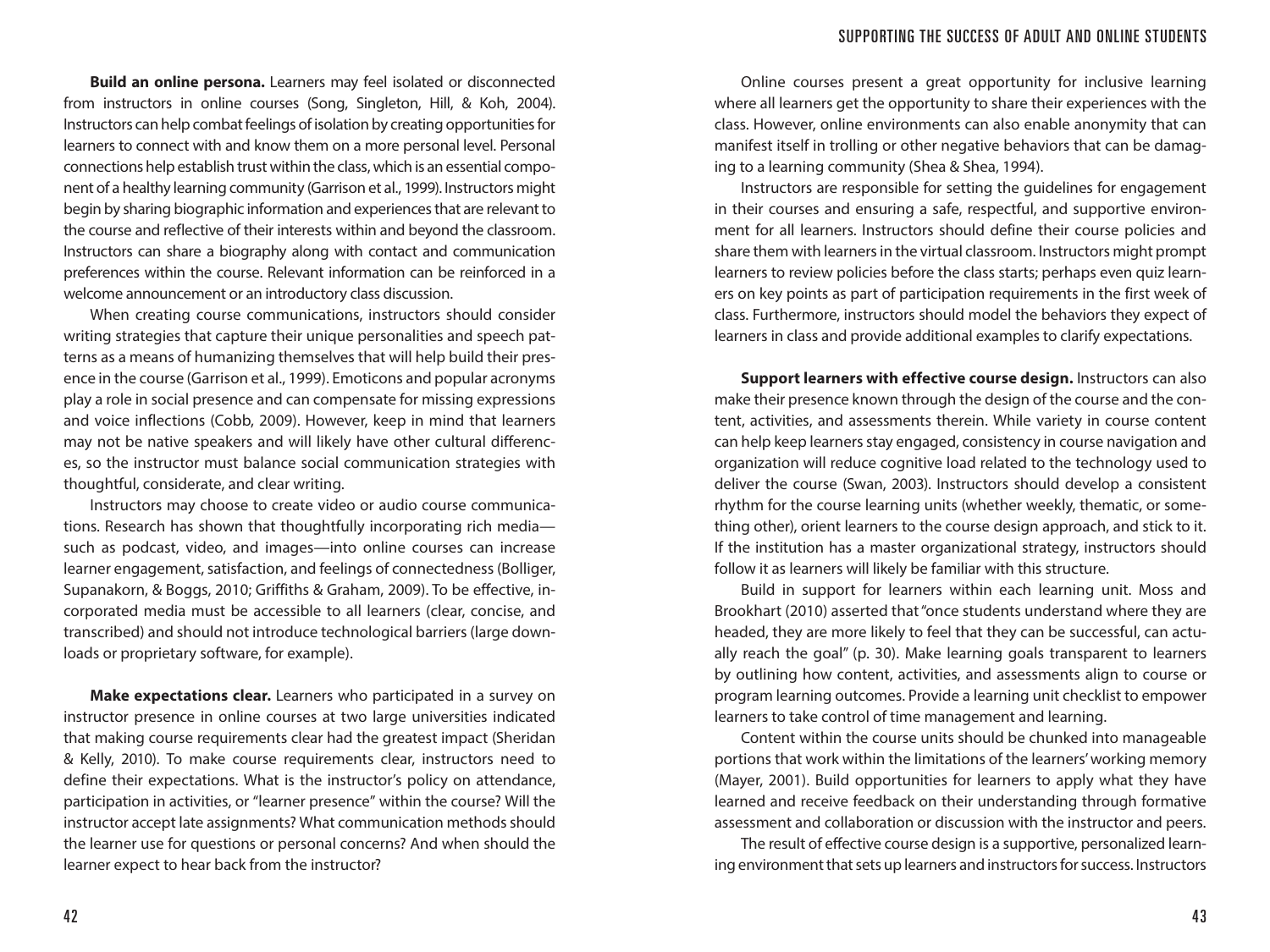**Build an online persona.** Learners may feel isolated or disconnected from instructors in online courses (Song, Singleton, Hill, & Koh, 2004). Instructors can help combat feelings of isolation by creating opportunities for learners to connect with and know them on a more personal level. Personal connections help establish trust within the class, which is an essential component of a healthy learning community (Garrison et al., 1999). Instructors might begin by sharing biographic information and experiences that are relevant to the course and reflective of their interests within and beyond the classroom. Instructors can share a biography along with contact and communication preferences within the course. Relevant information can be reinforced in a welcome announcement or an introductory class discussion.

When creating course communications, instructors should consider writing strategies that capture their unique personalities and speech patterns as a means of humanizing themselves that will help build their presence in the course (Garrison et al., 1999). Emoticons and popular acronyms play a role in social presence and can compensate for missing expressions and voice inflections (Cobb, 2009). However, keep in mind that learners may not be native speakers and will likely have other cultural differences, so the instructor must balance social communication strategies with thoughtful, considerate, and clear writing.

Instructors may choose to create video or audio course communications. Research has shown that thoughtfully incorporating rich media—such as podcast, video, and images—into online courses can increase learner engagement, satisfaction, and feelings of connectedness (Bolliger, Supanakorn, & Boggs, 2010; Griffiths & Graham, 2009). To be effective, incorporated media must be accessible to all learners (clear, concise, and transcribed) and should not introduce technological barriers (large downloads or proprietary software, for example).

**Make expectations clear.** Learners who participated in a survey on instructor presence in online courses at two large universities indicated that making course requirements clear had the greatest impact (Sheridan & Kelly, 2010). To make course requirements clear, instructors need to define their expectations. What is the instructor's policy on attendance, participation in activities, or "learner presence" within the course? Will the instructor accept late assignments? What communication methods should the learner use for questions or personal concerns? And when should the learner expect to hear back from the instructor?

Online courses present a great opportunity for inclusive learning where all learners get the opportunity to share their experiences with the class. However, online environments can also enable anonymity that can manifest itself in trolling or other negative behaviors that can be damaging to a learning community (Shea & Shea, 1994).

Instructors are responsible for setting the guidelines for engagement in their courses and ensuring a safe, respectful, and supportive environment for all learners. Instructors should define their course policies and share them with learners in the virtual classroom. Instructors might prompt learners to review policies before the class starts; perhaps even quiz learners on key points as part of participation requirements in the first week of class. Furthermore, instructors should model the behaviors they expect of learners in class and provide additional examples to clarify expectations.

**Support learners with effective course design.** Instructors can also make their presence known through the design of the course and the content, activities, and assessments therein. While variety in course content can help keep learners stay engaged, consistency in course navigation and organization will reduce cognitive load related to the technology used to deliver the course (Swan, 2003). Instructors should develop a consistent rhythm for the course learning units (whether weekly, thematic, or something other), orient learners to the course design approach, and stick to it. If the institution has a master organizational strategy, instructors should follow it as learners will likely be familiar with this structure.

Build in support for learners within each learning unit. Moss and Brookhart (2010) asserted that "once students understand where they are headed, they are more likely to feel that they can be successful, can actually reach the goal" (p. 30). Make learning goals transparent to learners by outlining how content, activities, and assessments align to course or program learning outcomes. Provide a learning unit checklist to empower learners to take control of time management and learning.

Content within the course units should be chunked into manageable portions that work within the limitations of the learners' working memory (Mayer, 2001). Build opportunities for learners to apply what they have learned and receive feedback on their understanding through formative assessment and collaboration or discussion with the instructor and peers.

The result of effective course design is a supportive, personalized learning environment that sets up learners and instructors for success. Instructors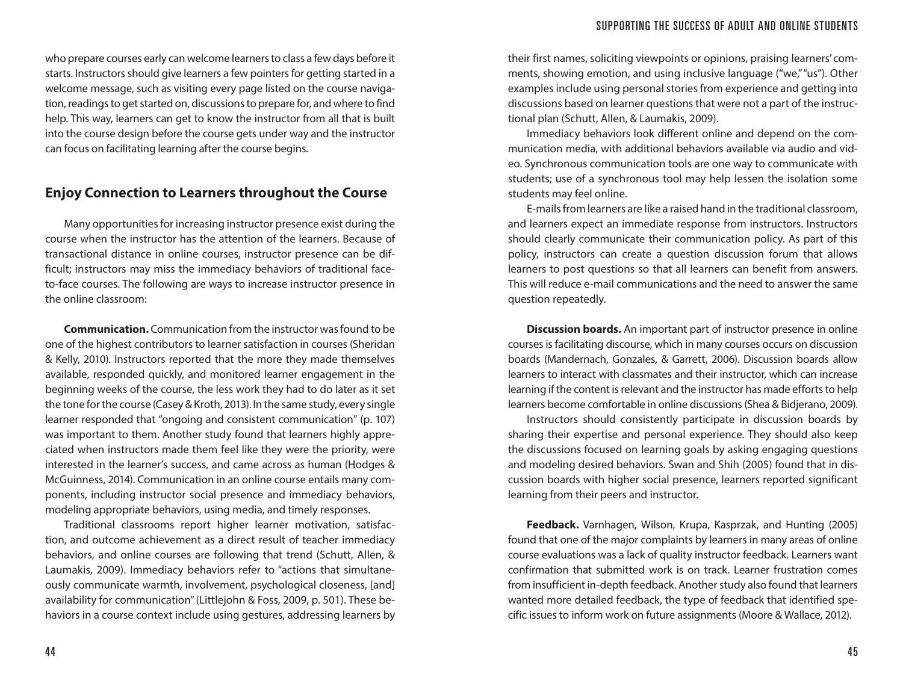who prepare courses early can welcome learners to class a few days before it starts. Instructors should give learners a few pointers for getting started in a welcome message, such as visiting every page listed on the course navigation, readings to get started on, discussions to prepare for, and where to find help. This way, learners can get to know the instructor from all that is built into the course design before the course gets under way and the instructor can focus on facilitating learning after the course begins.

## Enjoy Connection to Learners throughout the Course

Many opportunities for increasing instructor presence exist during the course when the instructor has the attention of the learners. Because of transactional distance in online courses, instructor presence can be difficult; instructors may miss the immediacy behaviors of traditional face-to-face courses. The following are ways to increase instructor presence in the online classroom:

**Communication.** Communication from the instructor was found to be one of the highest contributors to learner satisfaction in courses (Sheridan & Kelly, 2010). Instructors reported that the more they made themselves available, responded quickly, and monitored learner engagement in the beginning weeks of the course, the less work they had to do later as it set the tone for the course (Casey & Kroth, 2013). In the same study, every single learner responded that "ongoing and consistent communication" (p. 107) was important to them. Another study found that learners highly appreciated when instructors made them feel like they were the priority, were interested in the learner's success, and came across as human (Hodges & McGuinness, 2014). Communication in an online course entails many components, including instructor social presence and immediacy behaviors, modeling appropriate behaviors, using media, and timely responses.

Traditional classrooms report higher learner motivation, satisfaction, and outcome achievement as a direct result of teacher immediacy behaviors, and online courses are following that trend (Schutt, Allen, & Laumakis, 2009). Immediacy behaviors refer to "actions that simultaneously communicate warmth, involvement, psychological closeness, [and] availability for communication" (Littlejohn & Foss, 2009, p. 501). These behaviors in a course context include using gestures, addressing learners by their first names, soliciting viewpoints or opinions, praising learners' comments, showing emotion, and using inclusive language ("we," "us"). Other examples include using personal stories from experience and getting into discussions based on learner questions that were not a part of the instructional plan (Schutt, Allen, & Laumakis, 2009).

Immediacy behaviors look different online and depend on the communication media, with additional behaviors available via audio and video. Synchronous communication tools are one way to communicate with students; use of a synchronous tool may help lessen the isolation some students may feel online.

E-mails from learners are like a raised hand in the traditional classroom, and learners expect an immediate response from instructors. Instructors should clearly communicate their communication policy. As part of this policy, instructors can create a question discussion forum that allows learners to post questions so that all learners can benefit from answers. This will reduce e-mail communications and the need to answer the same question repeatedly.

**Discussion boards.** An important part of instructor presence in online courses is facilitating discourse, which in many courses occurs on discussion boards (Mandernach, Gonzales, & Garrett, 2006). Discussion boards allow learners to interact with classmates and their instructor, which can increase learning if the content is relevant and the instructor has made efforts to help learners become comfortable in online discussions (Shea & Bidjerano, 2009).

Instructors should consistently participate in discussion boards by sharing their expertise and personal experience. They should also keep the discussions focused on learning goals by asking engaging questions and modeling desired behaviors. Swan and Shih (2005) found that in discussion boards with higher social presence, learners reported significant learning from their peers and instructor.

**Feedback.** Varnhagen, Wilson, Krupa, Kasprzak, and Hunting (2005) found that one of the major complaints by learners in many areas of online course evaluations was a lack of quality instructor feedback. Learners want confirmation that submitted work is on track. Learner frustration comes from insufficient in-depth feedback. Another study also found that learners wanted more detailed feedback, the type of feedback that identified specific issues to inform work on future assignments (Moore & Wallace, 2012).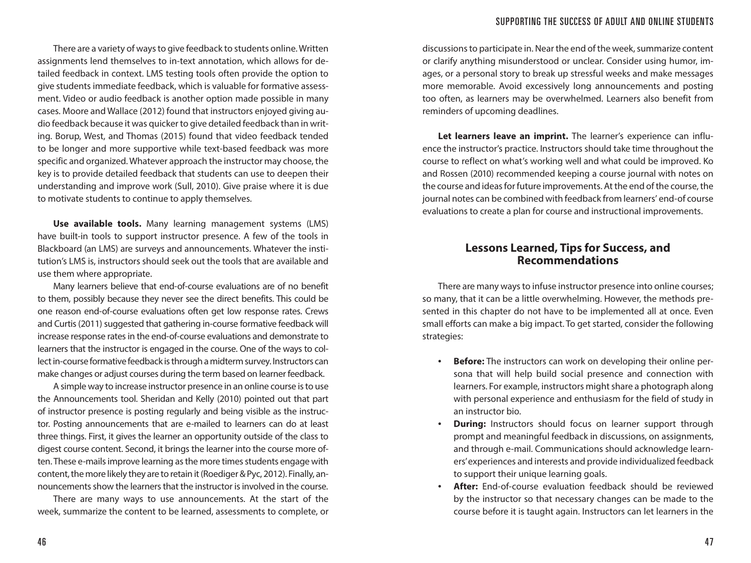There are a variety of ways to give feedback to students online. Written assignments lend themselves to in-text annotation, which allows for detailed feedback in context. LMS testing tools often provide the option to give students immediate feedback, which is valuable for formative assessment. Video or audio feedback is another option made possible in many cases. Moore and Wallace (2012) found that instructors enjoyed giving audio feedback because it was quicker to give detailed feedback than in writing. Borup, West, and Thomas (2015) found that video feedback tended to be longer and more supportive while text-based feedback was more specific and organized. Whatever approach the instructor may choose, the key is to provide detailed feedback that students can use to deepen their understanding and improve work (Sull, 2010). Give praise where it is due to motivate students to continue to apply themselves.

**Use available tools.** Many learning management systems (LMS) have built-in tools to support instructor presence. A few of the tools in Blackboard (an LMS) are surveys and announcements. Whatever the institution's LMS is, instructors should seek out the tools that are available and use them where appropriate.

Many learners believe that end-of-course evaluations are of no benefit to them, possibly because they never see the direct benefits. This could be one reason end-of-course evaluations often get low response rates. Crews and Curtis (2011) suggested that gathering in-course formative feedback will increase response rates in the end-of-course evaluations and demonstrate to learners that the instructor is engaged in the course. One of the ways to collect in-course formative feedback is through a midterm survey. Instructors can make changes or adjust courses during the term based on learner feedback.

A simple way to increase instructor presence in an online course is to use the Announcements tool. Sheridan and Kelly (2010) pointed out that part of instructor presence is posting regularly and being visible as the instructor. Posting announcements that are e-mailed to learners can do at least three things. First, it gives the learner an opportunity outside of the class to digest course content. Second, it brings the learner into the course more often. These e-mails improve learning as the more times students engage with content, the more likely they are to retain it (Roediger & Pyc, 2012). Finally, announcements show the learners that the instructor is involved in the course.

There are many ways to use announcements. At the start of the week, summarize the content to be learned, assessments to complete, or discussions to participate in. Near the end of the week, summarize content or clarify anything misunderstood or unclear. Consider using humor, images, or a personal story to break up stressful weeks and make messages more memorable. Avoid excessively long announcements and posting too often, as learners may be overwhelmed. Learners also benefit from reminders of upcoming deadlines.

**Let learners leave an imprint.** The learner's experience can influence the instructor's practice. Instructors should take time throughout the course to reflect on what's working well and what could be improved. Ko and Rossen (2010) recommended keeping a course journal with notes on the course and ideas for future improvements. At the end of the course, the journal notes can be combined with feedback from learners' end-of-course evaluations to create a plan for course and instructional improvements.

## Lessons Learned, Tips for Success, and Recommendations

There are many ways to infuse instructor presence into online courses; so many, that it can be a little overwhelming. However, the methods presented in this chapter do not have to be implemented all at once. Even small efforts can make a big impact. To get started, consider the following strategies:

- **Before:** The instructors can work on developing their online persona that will help build social presence and connection with learners. For example, instructors might share a photograph along with personal experience and enthusiasm for the field of study in an instructor bio.
- **During:** Instructors should focus on learner support through prompt and meaningful feedback in discussions, on assignments, and through e-mail. Communications should acknowledge learners' experiences and interests and provide individualized feedback to support their unique learning goals.
- **After:** End-of-course evaluation feedback should be reviewed by the instructor so that necessary changes can be made to the course before it is taught again. Instructors can let learners in the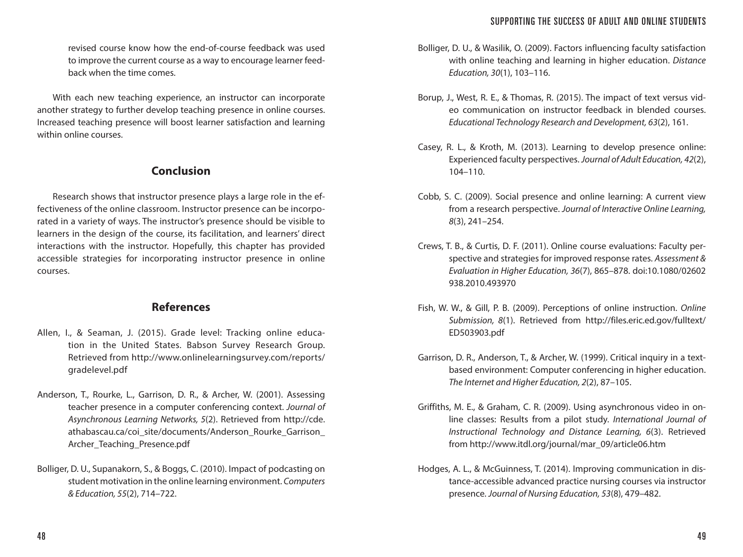revised course know how the end-of-course feedback was used to improve the current course as a way to encourage learner feedback when the time comes.

With each new teaching experience, an instructor can incorporate another strategy to further develop teaching presence in online courses. Increased teaching presence will boost learner satisfaction and learning within online courses.

## Conclusion

Research shows that instructor presence plays a large role in the effectiveness of the online classroom. Instructor presence can be incorporated in a variety of ways. The instructor's presence should be visible to learners in the design of the course, its facilitation, and learners' direct interactions with the instructor. Hopefully, this chapter has provided accessible strategies for incorporating instructor presence in online courses.

## References

Allen, I., & Seaman, J. (2015). Grade level: Tracking online education in the United States. Babson Survey Research Group. Retrieved from http://www.onlinelearningsurvey.com/reports/gradelevel.pdf

Anderson, T., Rourke, L., Garrison, D. R., & Archer, W. (2001). Assessing teacher presence in a computer conferencing context. *Journal of Asynchronous Learning Networks, 5*(2). Retrieved from http://cde.athabascau.ca/coi_site/documents/Anderson_Rourke_Garrison_Archer_Teaching_Presence.pdf

Bolliger, D. U., Supanakorn, S., & Boggs, C. (2010). Impact of podcasting on student motivation in the online learning environment. *Computers & Education, 55*(2), 714–722.

Bolliger, D. U., & Wasilik, O. (2009). Factors influencing faculty satisfaction with online teaching and learning in higher education. *Distance Education, 30*(1), 103–116.

Borup, J., West, R. E., & Thomas, R. (2015). The impact of text versus video communication on instructor feedback in blended courses. *Educational Technology Research and Development, 63*(2), 161.

Casey, R. L., & Kroth, M. (2013). Learning to develop presence online: Experienced faculty perspectives. *Journal of Adult Education, 42*(2), 104–110.

Cobb, S. C. (2009). Social presence and online learning: A current view from a research perspective. *Journal of Interactive Online Learning, 8*(3), 241–254.

Crews, T. B., & Curtis, D. F. (2011). Online course evaluations: Faculty perspective and strategies for improved response rates. *Assessment & Evaluation in Higher Education, 36*(7), 865–878. doi:10.1080/02602938.2010.493970

Fish, W. W., & Gill, P. B. (2009). Perceptions of online instruction. *Online Submission, 8*(1). Retrieved from http://files.eric.ed.gov/fulltext/ED503903.pdf

Garrison, D. R., Anderson, T., & Archer, W. (1999). Critical inquiry in a text-based environment: Computer conferencing in higher education. *The Internet and Higher Education, 2*(2), 87–105.

Griffiths, M. E., & Graham, C. R. (2009). Using asynchronous video in online classes: Results from a pilot study. *International Journal of Instructional Technology and Distance Learning, 6*(3). Retrieved from http://www.itdl.org/journal/mar_09/article06.htm

Hodges, A. L., & McGuinness, T. (2014). Improving communication in distance-accessible advanced practice nursing courses via instructor presence. *Journal of Nursing Education, 53*(8), 479–482.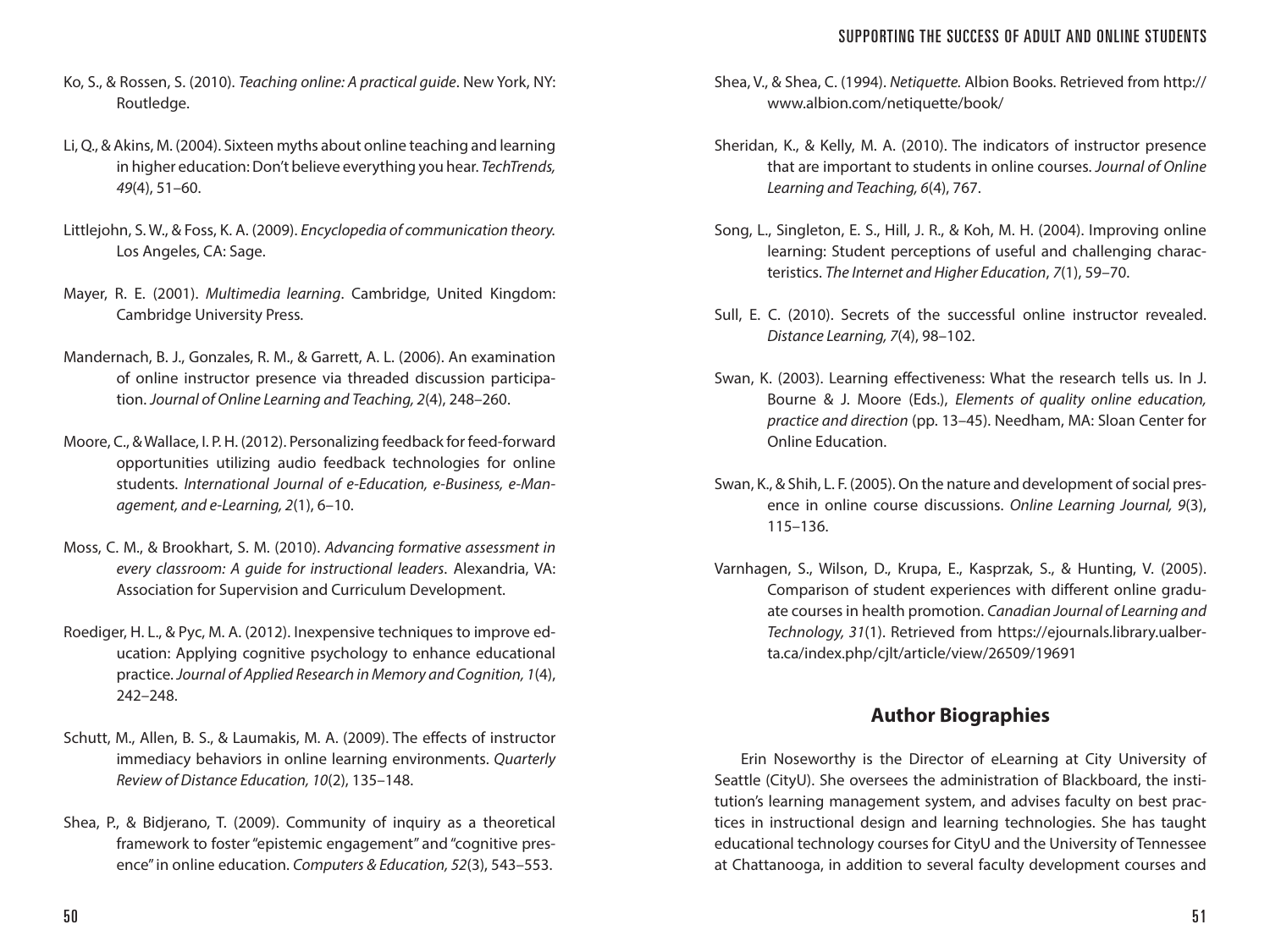Ko, S., & Rossen, S. (2010). *Teaching online: A practical guide*. New York, NY: Routledge.

Li, Q., & Akins, M. (2004). Sixteen myths about online teaching and learning in higher education: Don't believe everything you hear. *TechTrends, 49*(4), 51–60.

Littlejohn, S. W., & Foss, K. A. (2009). *Encyclopedia of communication theory.* Los Angeles, CA: Sage.

Mayer, R. E. (2001). *Multimedia learning*. Cambridge, United Kingdom: Cambridge University Press.

Mandernach, B. J., Gonzales, R. M., & Garrett, A. L. (2006). An examination of online instructor presence via threaded discussion participation. *Journal of Online Learning and Teaching, 2*(4), 248–260.

Moore, C., & Wallace, I. P. H. (2012). Personalizing feedback for feed-forward opportunities utilizing audio feedback technologies for online students. *International Journal of e-Education, e-Business, e-Management, and e-Learning, 2*(1), 6–10.

Moss, C. M., & Brookhart, S. M. (2010). *Advancing formative assessment in every classroom: A guide for instructional leaders*. Alexandria, VA: Association for Supervision and Curriculum Development.

Roediger, H. L., & Pyc, M. A. (2012). Inexpensive techniques to improve education: Applying cognitive psychology to enhance educational practice. *Journal of Applied Research in Memory and Cognition, 1*(4), 242–248.

Schutt, M., Allen, B. S., & Laumakis, M. A. (2009). The effects of instructor immediacy behaviors in online learning environments. *Quarterly Review of Distance Education, 10*(2), 135–148.

Shea, P., & Bidjerano, T. (2009). Community of inquiry as a theoretical framework to foster "epistemic engagement" and "cognitive presence" in online education. *Computers & Education, 52*(3), 543–553.

Shea, V., & Shea, C. (1994). *Netiquette.* Albion Books. Retrieved from http://www.albion.com/netiquette/book/

Sheridan, K., & Kelly, M. A. (2010). The indicators of instructor presence that are important to students in online courses. *Journal of Online Learning and Teaching, 6*(4), 767.

Song, L., Singleton, E. S., Hill, J. R., & Koh, M. H. (2004). Improving online learning: Student perceptions of useful and challenging characteristics. *The Internet and Higher Education*, *7*(1), 59–70.

Sull, E. C. (2010). Secrets of the successful online instructor revealed. *Distance Learning, 7*(4), 98–102.

Swan, K. (2003). Learning effectiveness: What the research tells us. In J. Bourne & J. Moore (Eds.), *Elements of quality online education, practice and direction* (pp. 13–45). Needham, MA: Sloan Center for Online Education.

Swan, K., & Shih, L. F. (2005). On the nature and development of social presence in online course discussions. *Online Learning Journal, 9*(3), 115–136.

Varnhagen, S., Wilson, D., Krupa, E., Kasprzak, S., & Hunting, V. (2005). Comparison of student experiences with different online graduate courses in health promotion. *Canadian Journal of Learning and Technology, 31*(1). Retrieved from https://ejournals.library.ualberta.ca/index.php/cjlt/article/view/26509/19691

## Author Biographies

Erin Noseworthy is the Director of eLearning at City University of Seattle (CityU). She oversees the administration of Blackboard, the institution's learning management system, and advises faculty on best practices in instructional design and learning technologies. She has taught educational technology courses for CityU and the University of Tennessee at Chattanooga, in addition to several faculty development courses and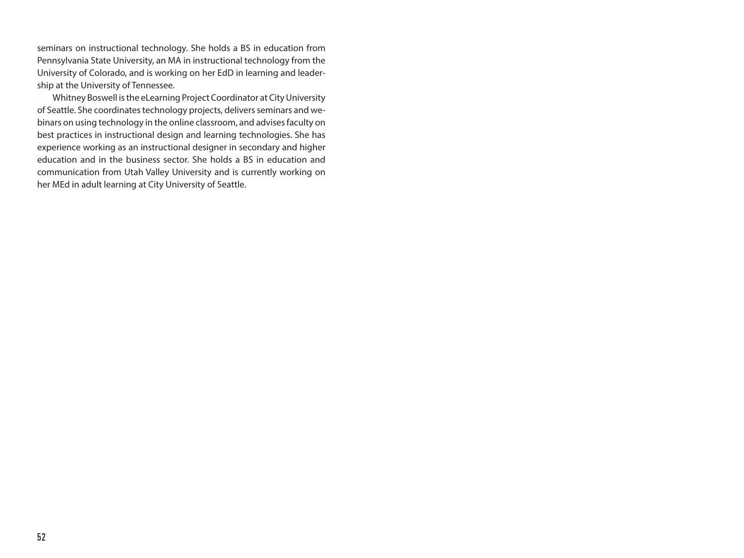seminars on instructional technology. She holds a BS in education from Pennsylvania State University, an MA in instructional technology from the University of Colorado, and is working on her EdD in learning and leadership at the University of Tennessee.

Whitney Boswell is the eLearning Project Coordinator at City University of Seattle. She coordinates technology projects, delivers seminars and webinars on using technology in the online classroom, and advises faculty on best practices in instructional design and learning technologies. She has experience working as an instructional designer in secondary and higher education and in the business sector. She holds a BS in education and communication from Utah Valley University and is currently working on her MEd in adult learning at City University of Seattle.